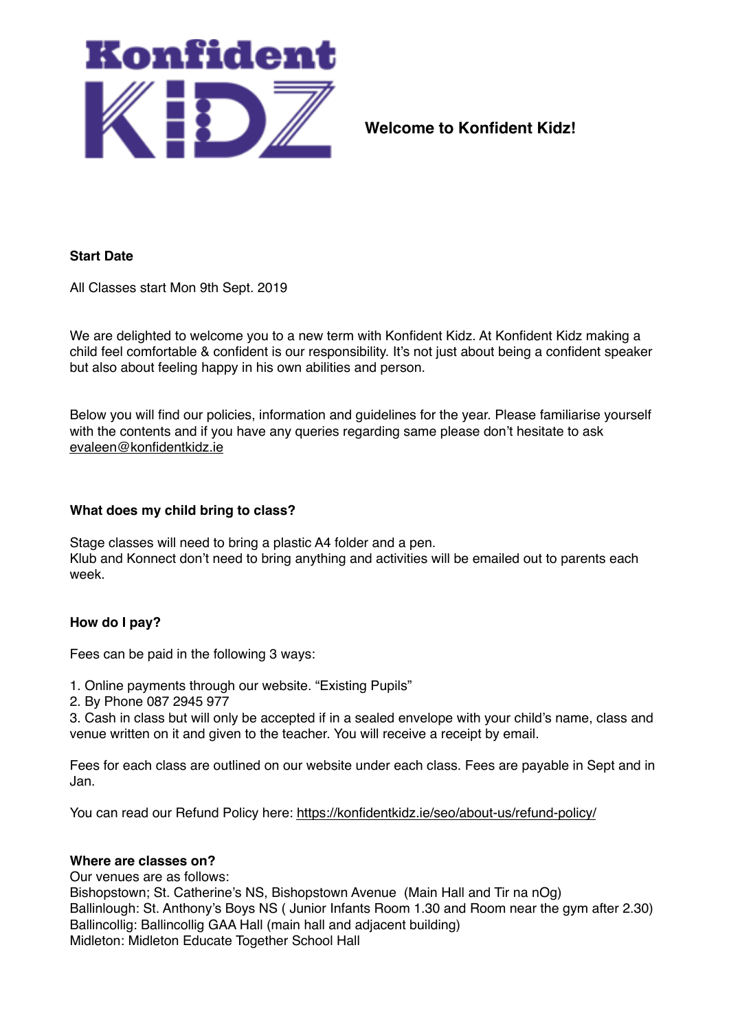# Konfident KiDZ

**Welcome to Konfident Kidz!**

**Start Date**

All Classes start Mon 9th Sept. 2019

We are delighted to welcome you to a new term with Konfident Kidz. At Konfident Kidz making a child feel comfortable & confident is our responsibility. It's not just about being a confident speaker but also about feeling happy in his own abilities and person.

Below you will find our policies, information and guidelines for the year. Please familiarise yourself with the contents and if you have any queries regarding same please don't hesitate to ask evaleen@konfidentkidz.ie

**What does my child bring to class?**

Stage classes will need to bring a plastic A4 folder and a pen.
Klub and Konnect don't need to bring anything and activities will be emailed out to parents each week.

**How do I pay?**

Fees can be paid in the following 3 ways:

1. Online payments through our website. "Existing Pupils"
2. By Phone 087 2945 977
3. Cash in class but will only be accepted if in a sealed envelope with your child's name, class and venue written on it and given to the teacher. You will receive a receipt by email.

Fees for each class are outlined on our website under each class. Fees are payable in Sept and in Jan.

You can read our Refund Policy here: https://konfidentkidz.ie/seo/about-us/refund-policy/

**Where are classes on?**

Our venues are as follows:
Bishopstown; St. Catherine's NS, Bishopstown Avenue (Main Hall and Tir na nOg)
Ballinlough: St. Anthony's Boys NS ( Junior Infants Room 1.30 and Room near the gym after 2.30)
Ballincollig: Ballincollig GAA Hall (main hall and adjacent building)
Midleton: Midleton Educate Together School Hall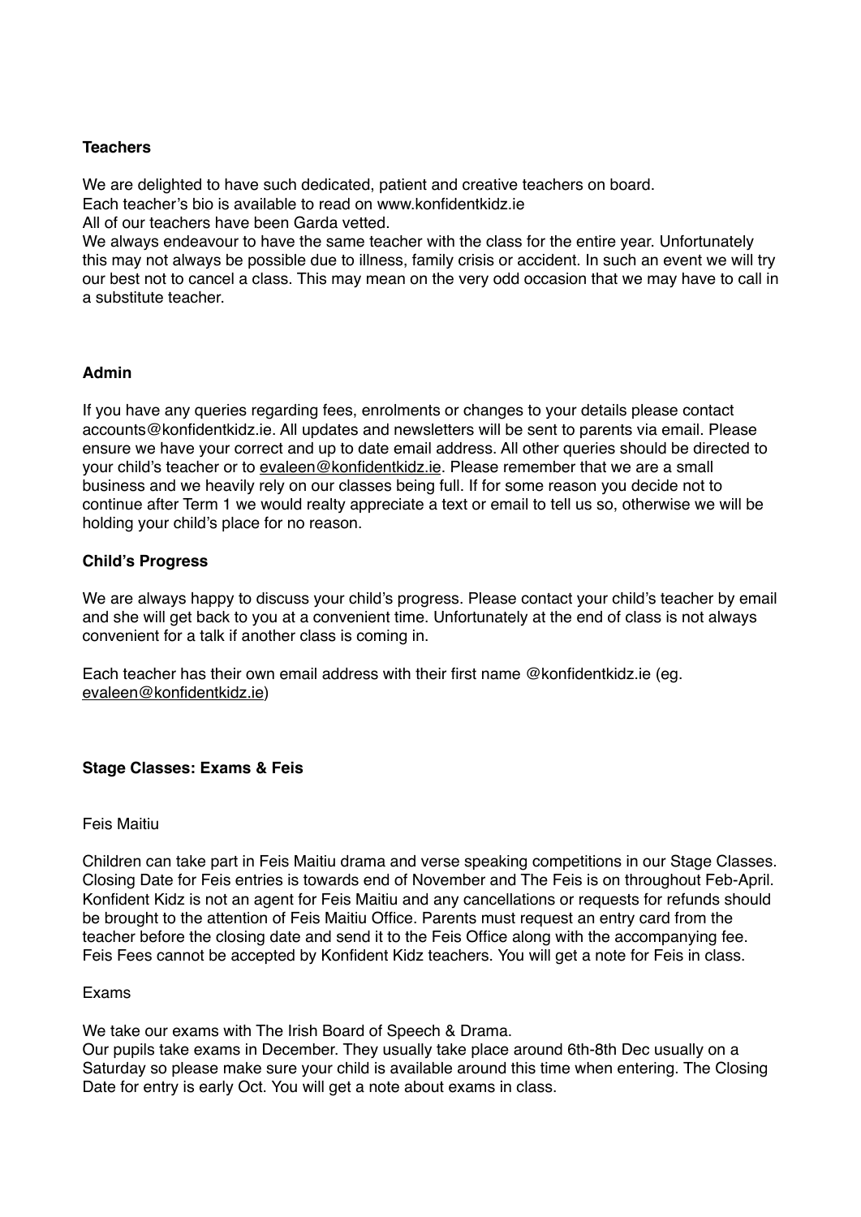**Teachers**

We are delighted to have such dedicated, patient and creative teachers on board.
Each teacher's bio is available to read on www.konfidentkidz.ie
All of our teachers have been Garda vetted.
We always endeavour to have the same teacher with the class for the entire year. Unfortunately this may not always be possible due to illness, family crisis or accident. In such an event we will try our best not to cancel a class. This may mean on the very odd occasion that we may have to call in a substitute teacher.

**Admin**

If you have any queries regarding fees, enrolments or changes to your details please contact accounts@konfidentkidz.ie. All updates and newsletters will be sent to parents via email. Please ensure we have your correct and up to date email address. All other queries should be directed to your child's teacher or to evaleen@konfidentkidz.ie. Please remember that we are a small business and we heavily rely on our classes being full. If for some reason you decide not to continue after Term 1 we would realty appreciate a text or email to tell us so, otherwise we will be holding your child's place for no reason.

**Child's Progress**

We are always happy to discuss your child's progress. Please contact your child's teacher by email and she will get back to you at a convenient time. Unfortunately at the end of class is not always convenient for a talk if another class is coming in.

Each teacher has their own email address with their first name @konfidentkidz.ie (eg. evaleen@konfidentkidz.ie)

**Stage Classes: Exams & Feis**

Feis Maitiu

Children can take part in Feis Maitiu drama and verse speaking competitions in our Stage Classes. Closing Date for Feis entries is towards end of November and The Feis is on throughout Feb-April. Konfident Kidz is not an agent for Feis Maitiu and any cancellations or requests for refunds should be brought to the attention of Feis Maitiu Office. Parents must request an entry card from the teacher before the closing date and send it to the Feis Office along with the accompanying fee. Feis Fees cannot be accepted by Konfident Kidz teachers. You will get a note for Feis in class.

Exams

We take our exams with The Irish Board of Speech & Drama.
Our pupils take exams in December. They usually take place around 6th-8th Dec usually on a Saturday so please make sure your child is available around this time when entering. The Closing Date for entry is early Oct. You will get a note about exams in class.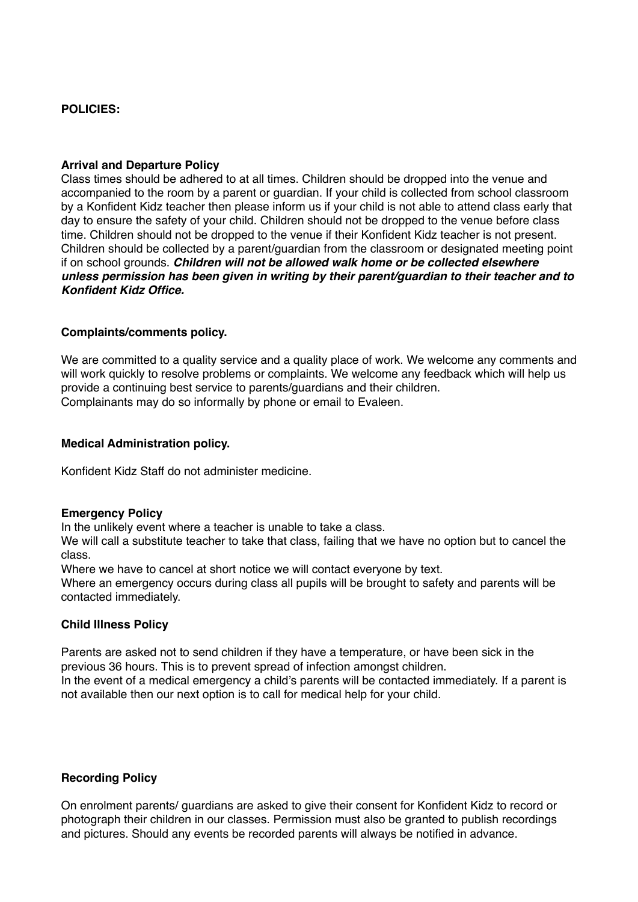**POLICIES:**

**Arrival and Departure Policy**

Class times should be adhered to at all times. Children should be dropped into the venue and accompanied to the room by a parent or guardian. If your child is collected from school classroom by a Konfident Kidz teacher then please inform us if your child is not able to attend class early that day to ensure the safety of your child. Children should not be dropped to the venue before class time. Children should not be dropped to the venue if their Konfident Kidz teacher is not present. Children should be collected by a parent/guardian from the classroom or designated meeting point if on school grounds. ***Children will not be allowed walk home or be collected elsewhere unless permission has been given in writing by their parent/guardian to their teacher and to Konfident Kidz Office.***

**Complaints/comments policy.**

We are committed to a quality service and a quality place of work. We welcome any comments and will work quickly to resolve problems or complaints. We welcome any feedback which will help us provide a continuing best service to parents/guardians and their children.
Complainants may do so informally by phone or email to Evaleen.

**Medical Administration policy.**

Konfident Kidz Staff do not administer medicine.

**Emergency Policy**

In the unlikely event where a teacher is unable to take a class.
We will call a substitute teacher to take that class, failing that we have no option but to cancel the class.
Where we have to cancel at short notice we will contact everyone by text.
Where an emergency occurs during class all pupils will be brought to safety and parents will be contacted immediately.

**Child Illness Policy**

Parents are asked not to send children if they have a temperature, or have been sick in the previous 36 hours. This is to prevent spread of infection amongst children.
In the event of a medical emergency a child's parents will be contacted immediately. If a parent is not available then our next option is to call for medical help for your child.

**Recording Policy**

On enrolment parents/ guardians are asked to give their consent for Konfident Kidz to record or photograph their children in our classes. Permission must also be granted to publish recordings and pictures. Should any events be recorded parents will always be notified in advance.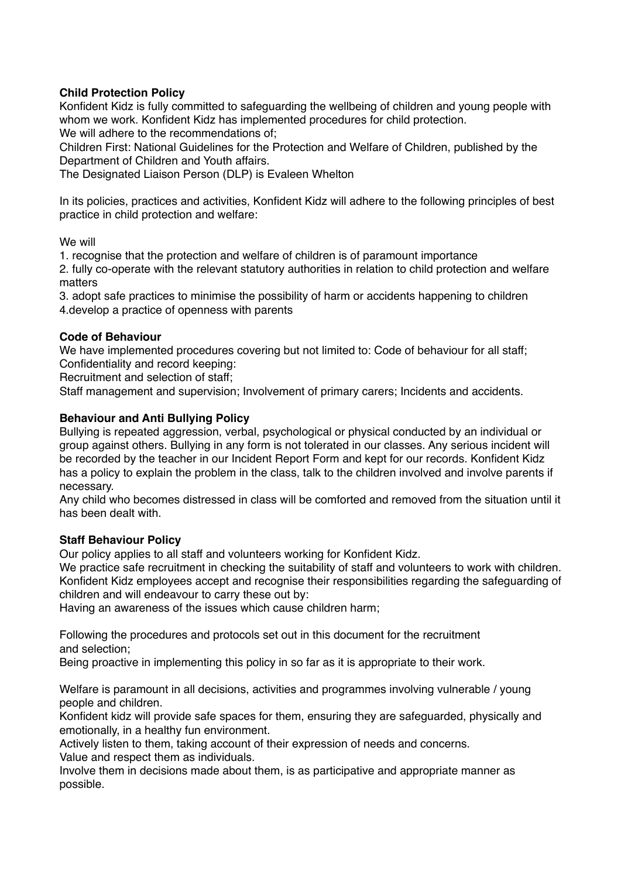**Child Protection Policy**

Konfident Kidz is fully committed to safeguarding the wellbeing of children and young people with whom we work. Konfident Kidz has implemented procedures for child protection.
We will adhere to the recommendations of;
Children First: National Guidelines for the Protection and Welfare of Children, published by the Department of Children and Youth affairs.
The Designated Liaison Person (DLP) is Evaleen Whelton

In its policies, practices and activities, Konfident Kidz will adhere to the following principles of best practice in child protection and welfare:

We will

1. recognise that the protection and welfare of children is of paramount importance
2. fully co-operate with the relevant statutory authorities in relation to child protection and welfare matters
3. adopt safe practices to minimise the possibility of harm or accidents happening to children
4. develop a practice of openness with parents

**Code of Behaviour**

We have implemented procedures covering but not limited to: Code of behaviour for all staff; Confidentiality and record keeping:
Recruitment and selection of staff;
Staff management and supervision; Involvement of primary carers; Incidents and accidents.

**Behaviour and Anti Bullying Policy**

Bullying is repeated aggression, verbal, psychological or physical conducted by an individual or group against others. Bullying in any form is not tolerated in our classes. Any serious incident will be recorded by the teacher in our Incident Report Form and kept for our records. Konfident Kidz has a policy to explain the problem in the class, talk to the children involved and involve parents if necessary.
Any child who becomes distressed in class will be comforted and removed from the situation until it has been dealt with.

**Staff Behaviour Policy**

Our policy applies to all staff and volunteers working for Konfident Kidz.
We practice safe recruitment in checking the suitability of staff and volunteers to work with children.
Konfident Kidz employees accept and recognise their responsibilities regarding the safeguarding of children and will endeavour to carry these out by:
Having an awareness of the issues which cause children harm;

Following the procedures and protocols set out in this document for the recruitment and selection;
Being proactive in implementing this policy in so far as it is appropriate to their work.

Welfare is paramount in all decisions, activities and programmes involving vulnerable / young people and children.
Konfident kidz will provide safe spaces for them, ensuring they are safeguarded, physically and emotionally, in a healthy fun environment.
Actively listen to them, taking account of their expression of needs and concerns.
Value and respect them as individuals.
Involve them in decisions made about them, is as participative and appropriate manner as possible.